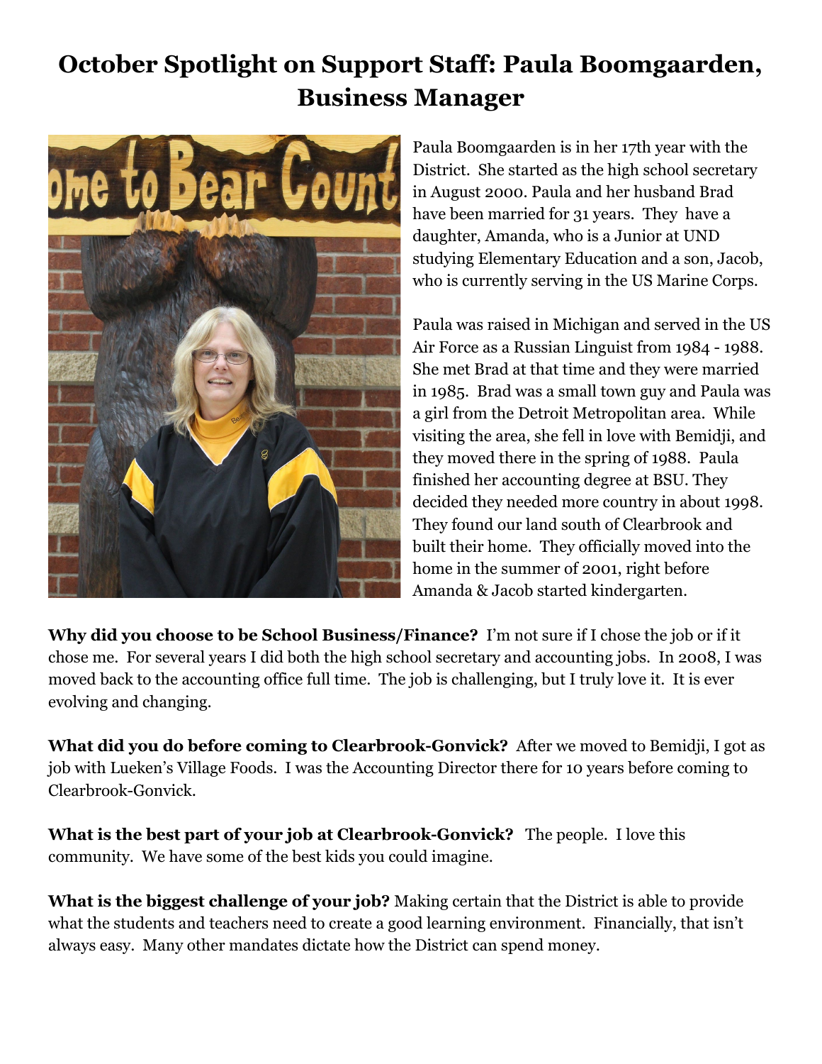# October Spotlight on Support Staff: Paula Boomgaarden, Business Manager

Paula Boomgaarden is in her 17th year with the District. She started as the high school secretary in August 2000. Paula and her husband Brad have been married for 31 years. They have a daughter, Amanda, who is a Junior at UND studying Elementary Education and a son, Jacob, who is currently serving in the US Marine Corps.

Paula was raised in Michigan and served in the US Air Force as a Russian Linguist from 1984 - 1988. She met Brad at that time and they were married in 1985. Brad was a small town guy and Paula was a girl from the Detroit Metropolitan area. While visiting the area, she fell in love with Bemidji, and they moved there in the spring of 1988. Paula finished her accounting degree at BSU. They decided they needed more country in about 1998. They found our land south of Clearbrook and built their home. They officially moved into the home in the summer of 2001, right before Amanda & Jacob started kindergarten.

**Why did you choose to be School Business/Finance?** I'm not sure if I chose the job or if it chose me. For several years I did both the high school secretary and accounting jobs. In 2008, I was moved back to the accounting office full time. The job is challenging, but I truly love it. It is ever evolving and changing.

**What did you do before coming to Clearbrook-Gonvick?** After we moved to Bemidji, I got as job with Lueken's Village Foods. I was the Accounting Director there for 10 years before coming to Clearbrook-Gonvick.

**What is the best part of your job at Clearbrook-Gonvick?** The people. I love this community. We have some of the best kids you could imagine.

**What is the biggest challenge of your job?** Making certain that the District is able to provide what the students and teachers need to create a good learning environment. Financially, that isn't always easy. Many other mandates dictate how the District can spend money.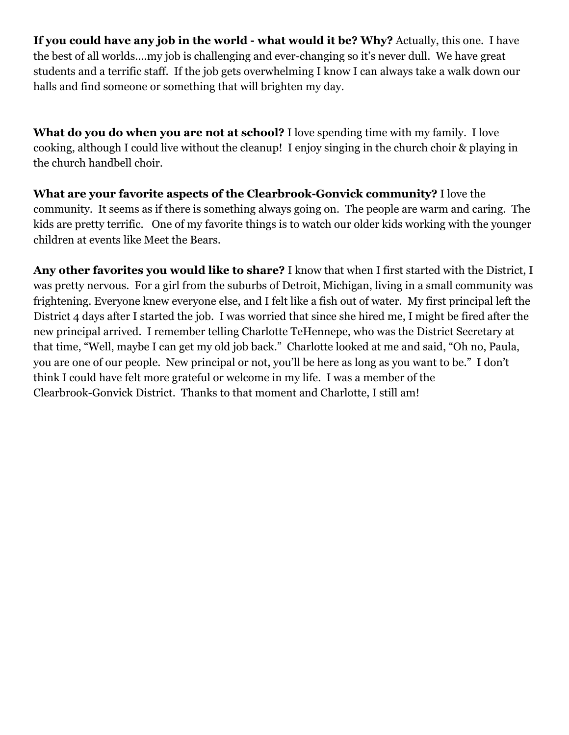**If you could have any job in the world - what would it be? Why?** Actually, this one. I have the best of all worlds....my job is challenging and ever-changing so it's never dull. We have great students and a terrific staff. If the job gets overwhelming I know I can always take a walk down our halls and find someone or something that will brighten my day.

**What do you do when you are not at school?** I love spending time with my family. I love cooking, although I could live without the cleanup! I enjoy singing in the church choir & playing in the church handbell choir.

**What are your favorite aspects of the Clearbrook-Gonvick community?** I love the community. It seems as if there is something always going on. The people are warm and caring. The kids are pretty terrific. One of my favorite things is to watch our older kids working with the younger children at events like Meet the Bears.

**Any other favorites you would like to share?** I know that when I first started with the District, I was pretty nervous. For a girl from the suburbs of Detroit, Michigan, living in a small community was frightening. Everyone knew everyone else, and I felt like a fish out of water. My first principal left the District 4 days after I started the job. I was worried that since she hired me, I might be fired after the new principal arrived. I remember telling Charlotte TeHennepe, who was the District Secretary at that time, "Well, maybe I can get my old job back." Charlotte looked at me and said, "Oh no, Paula, you are one of our people. New principal or not, you'll be here as long as you want to be." I don't think I could have felt more grateful or welcome in my life. I was a member of the Clearbrook-Gonvick District. Thanks to that moment and Charlotte, I still am!